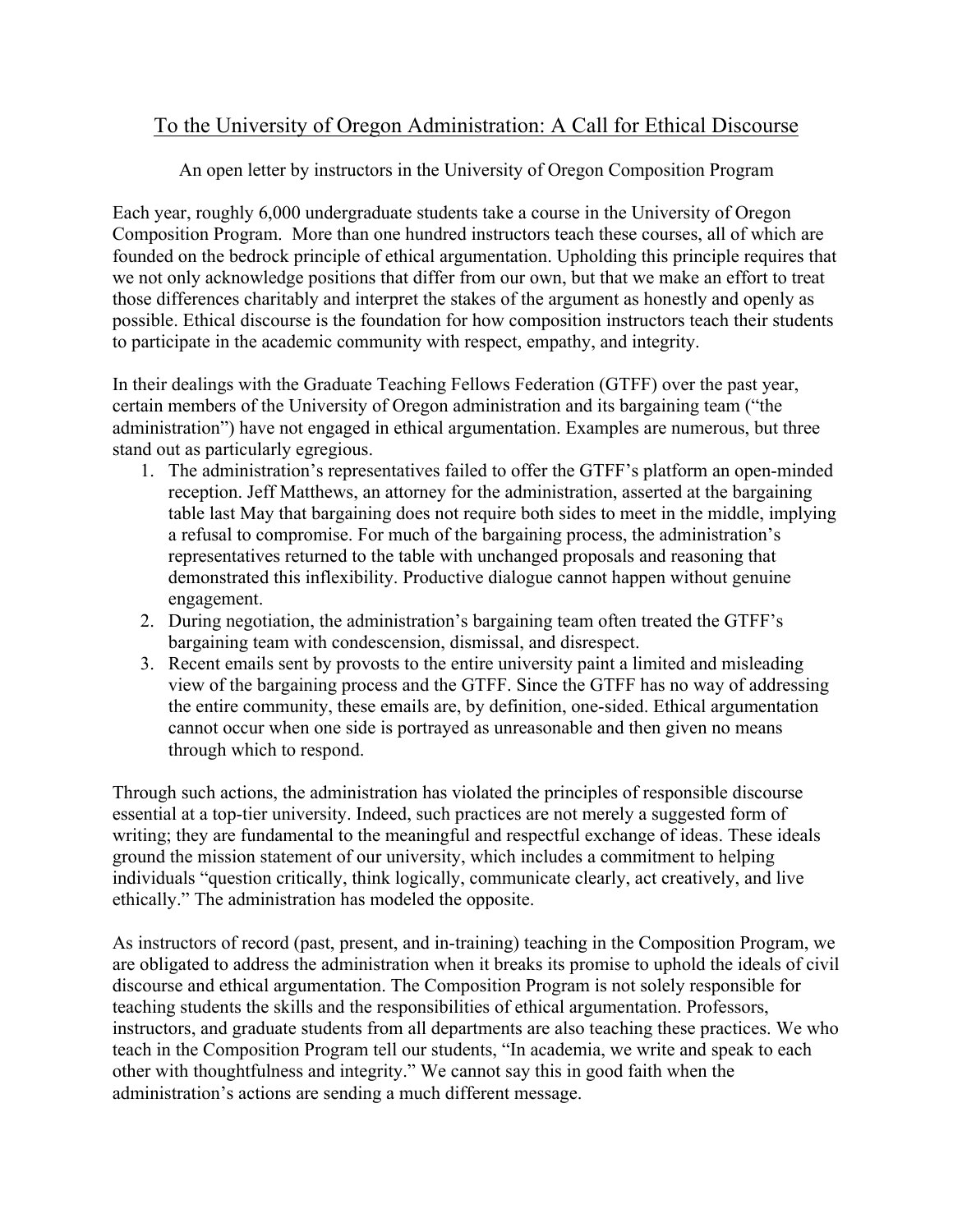# To the University of Oregon Administration: A Call for Ethical Discourse

An open letter by instructors in the University of Oregon Composition Program

Each year, roughly 6,000 undergraduate students take a course in the University of Oregon Composition Program. More than one hundred instructors teach these courses, all of which are founded on the bedrock principle of ethical argumentation. Upholding this principle requires that we not only acknowledge positions that differ from our own, but that we make an effort to treat those differences charitably and interpret the stakes of the argument as honestly and openly as possible. Ethical discourse is the foundation for how composition instructors teach their students to participate in the academic community with respect, empathy, and integrity.

In their dealings with the Graduate Teaching Fellows Federation (GTFF) over the past year, certain members of the University of Oregon administration and its bargaining team ("the administration") have not engaged in ethical argumentation. Examples are numerous, but three stand out as particularly egregious.

1. The administration's representatives failed to offer the GTFF's platform an open-minded reception. Jeff Matthews, an attorney for the administration, asserted at the bargaining table last May that bargaining does not require both sides to meet in the middle, implying a refusal to compromise. For much of the bargaining process, the administration's representatives returned to the table with unchanged proposals and reasoning that demonstrated this inflexibility. Productive dialogue cannot happen without genuine engagement.
2. During negotiation, the administration's bargaining team often treated the GTFF's bargaining team with condescension, dismissal, and disrespect.
3. Recent emails sent by provosts to the entire university paint a limited and misleading view of the bargaining process and the GTFF. Since the GTFF has no way of addressing the entire community, these emails are, by definition, one-sided. Ethical argumentation cannot occur when one side is portrayed as unreasonable and then given no means through which to respond.

Through such actions, the administration has violated the principles of responsible discourse essential at a top-tier university. Indeed, such practices are not merely a suggested form of writing; they are fundamental to the meaningful and respectful exchange of ideas. These ideals ground the mission statement of our university, which includes a commitment to helping individuals "question critically, think logically, communicate clearly, act creatively, and live ethically." The administration has modeled the opposite.

As instructors of record (past, present, and in-training) teaching in the Composition Program, we are obligated to address the administration when it breaks its promise to uphold the ideals of civil discourse and ethical argumentation. The Composition Program is not solely responsible for teaching students the skills and the responsibilities of ethical argumentation. Professors, instructors, and graduate students from all departments are also teaching these practices. We who teach in the Composition Program tell our students, "In academia, we write and speak to each other with thoughtfulness and integrity." We cannot say this in good faith when the administration's actions are sending a much different message.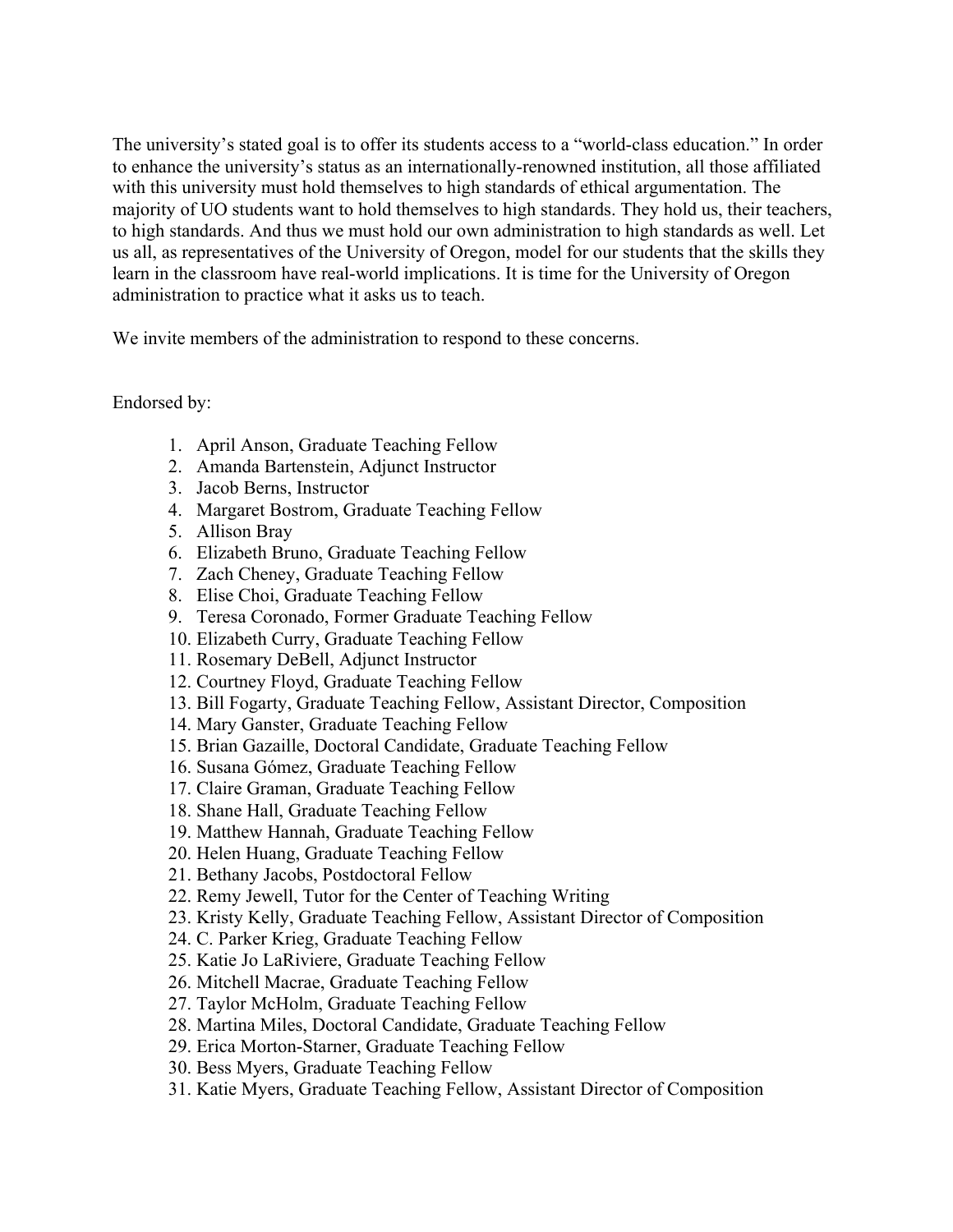The university's stated goal is to offer its students access to a "world-class education." In order to enhance the university's status as an internationally-renowned institution, all those affiliated with this university must hold themselves to high standards of ethical argumentation. The majority of UO students want to hold themselves to high standards. They hold us, their teachers, to high standards. And thus we must hold our own administration to high standards as well. Let us all, as representatives of the University of Oregon, model for our students that the skills they learn in the classroom have real-world implications. It is time for the University of Oregon administration to practice what it asks us to teach.

We invite members of the administration to respond to these concerns.

Endorsed by:

1. April Anson, Graduate Teaching Fellow
2. Amanda Bartenstein, Adjunct Instructor
3. Jacob Berns, Instructor
4. Margaret Bostrom, Graduate Teaching Fellow
5. Allison Bray
6. Elizabeth Bruno, Graduate Teaching Fellow
7. Zach Cheney, Graduate Teaching Fellow
8. Elise Choi, Graduate Teaching Fellow
9. Teresa Coronado, Former Graduate Teaching Fellow
10. Elizabeth Curry, Graduate Teaching Fellow
11. Rosemary DeBell, Adjunct Instructor
12. Courtney Floyd, Graduate Teaching Fellow
13. Bill Fogarty, Graduate Teaching Fellow, Assistant Director, Composition
14. Mary Ganster, Graduate Teaching Fellow
15. Brian Gazaille, Doctoral Candidate, Graduate Teaching Fellow
16. Susana Gómez, Graduate Teaching Fellow
17. Claire Graman, Graduate Teaching Fellow
18. Shane Hall, Graduate Teaching Fellow
19. Matthew Hannah, Graduate Teaching Fellow
20. Helen Huang, Graduate Teaching Fellow
21. Bethany Jacobs, Postdoctoral Fellow
22. Remy Jewell, Tutor for the Center of Teaching Writing
23. Kristy Kelly, Graduate Teaching Fellow, Assistant Director of Composition
24. C. Parker Krieg, Graduate Teaching Fellow
25. Katie Jo LaRiviere, Graduate Teaching Fellow
26. Mitchell Macrae, Graduate Teaching Fellow
27. Taylor McHolm, Graduate Teaching Fellow
28. Martina Miles, Doctoral Candidate, Graduate Teaching Fellow
29. Erica Morton-Starner, Graduate Teaching Fellow
30. Bess Myers, Graduate Teaching Fellow
31. Katie Myers, Graduate Teaching Fellow, Assistant Director of Composition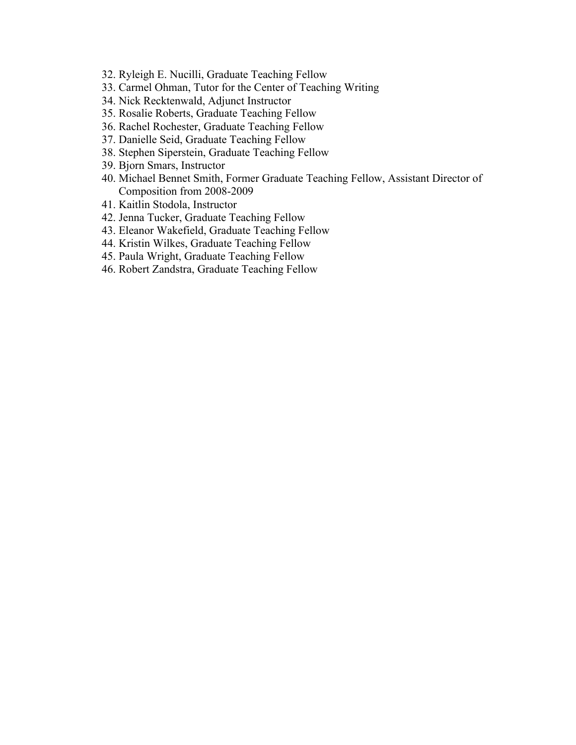32. Ryleigh E. Nucilli, Graduate Teaching Fellow
33. Carmel Ohman, Tutor for the Center of Teaching Writing
34. Nick Recktenwald, Adjunct Instructor
35. Rosalie Roberts, Graduate Teaching Fellow
36. Rachel Rochester, Graduate Teaching Fellow
37. Danielle Seid, Graduate Teaching Fellow
38. Stephen Siperstein, Graduate Teaching Fellow
39. Bjorn Smars, Instructor
40. Michael Bennet Smith, Former Graduate Teaching Fellow, Assistant Director of Composition from 2008-2009
41. Kaitlin Stodola, Instructor
42. Jenna Tucker, Graduate Teaching Fellow
43. Eleanor Wakefield, Graduate Teaching Fellow
44. Kristin Wilkes, Graduate Teaching Fellow
45. Paula Wright, Graduate Teaching Fellow
46. Robert Zandstra, Graduate Teaching Fellow